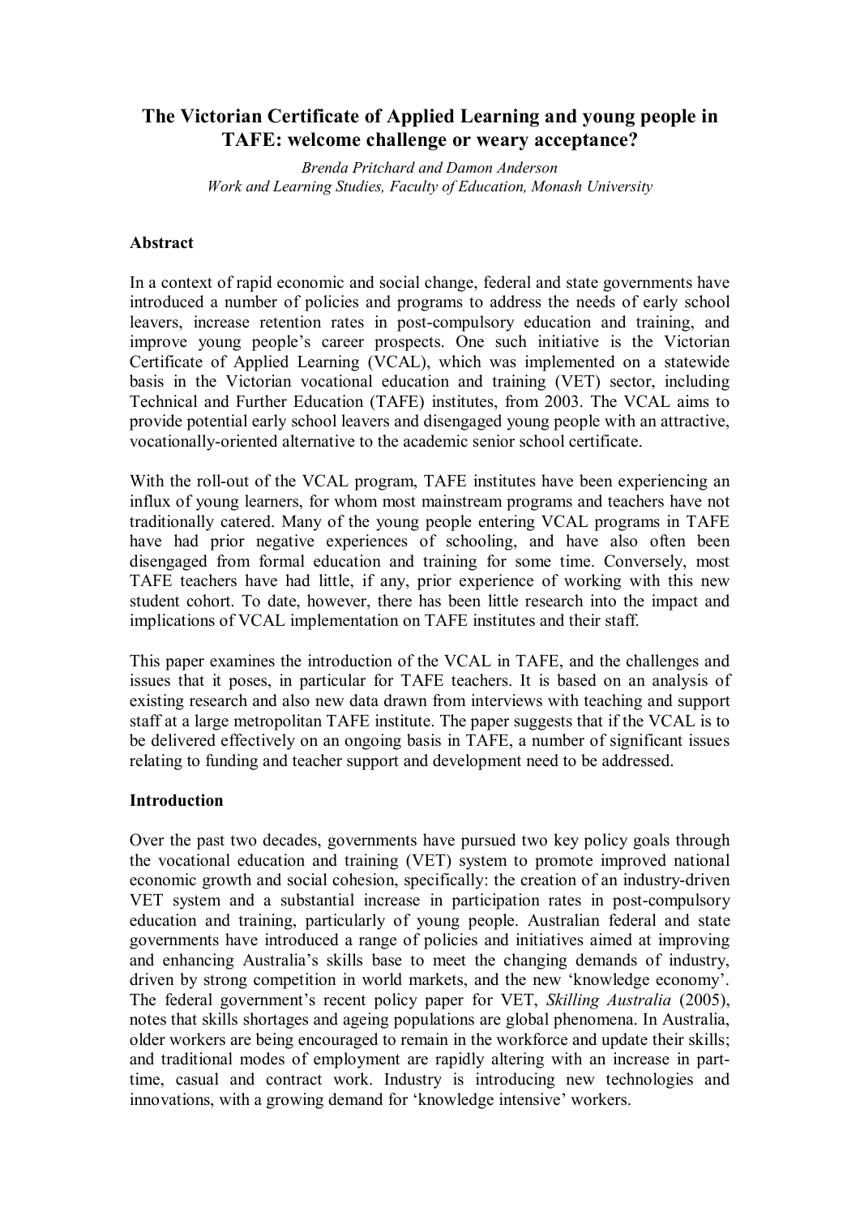# The Victorian Certificate of Applied Learning and young people in TAFE: welcome challenge or weary acceptance?

*Brenda Pritchard and Damon Anderson*
*Work and Learning Studies, Faculty of Education, Monash University*

## Abstract

In a context of rapid economic and social change, federal and state governments have introduced a number of policies and programs to address the needs of early school leavers, increase retention rates in post-compulsory education and training, and improve young people's career prospects. One such initiative is the Victorian Certificate of Applied Learning (VCAL), which was implemented on a statewide basis in the Victorian vocational education and training (VET) sector, including Technical and Further Education (TAFE) institutes, from 2003. The VCAL aims to provide potential early school leavers and disengaged young people with an attractive, vocationally-oriented alternative to the academic senior school certificate.

With the roll-out of the VCAL program, TAFE institutes have been experiencing an influx of young learners, for whom most mainstream programs and teachers have not traditionally catered. Many of the young people entering VCAL programs in TAFE have had prior negative experiences of schooling, and have also often been disengaged from formal education and training for some time. Conversely, most TAFE teachers have had little, if any, prior experience of working with this new student cohort. To date, however, there has been little research into the impact and implications of VCAL implementation on TAFE institutes and their staff.

This paper examines the introduction of the VCAL in TAFE, and the challenges and issues that it poses, in particular for TAFE teachers. It is based on an analysis of existing research and also new data drawn from interviews with teaching and support staff at a large metropolitan TAFE institute. The paper suggests that if the VCAL is to be delivered effectively on an ongoing basis in TAFE, a number of significant issues relating to funding and teacher support and development need to be addressed.

## Introduction

Over the past two decades, governments have pursued two key policy goals through the vocational education and training (VET) system to promote improved national economic growth and social cohesion, specifically: the creation of an industry-driven VET system and a substantial increase in participation rates in post-compulsory education and training, particularly of young people. Australian federal and state governments have introduced a range of policies and initiatives aimed at improving and enhancing Australia's skills base to meet the changing demands of industry, driven by strong competition in world markets, and the new 'knowledge economy'. The federal government's recent policy paper for VET, *Skilling Australia* (2005), notes that skills shortages and ageing populations are global phenomena. In Australia, older workers are being encouraged to remain in the workforce and update their skills; and traditional modes of employment are rapidly altering with an increase in part-time, casual and contract work. Industry is introducing new technologies and innovations, with a growing demand for 'knowledge intensive' workers.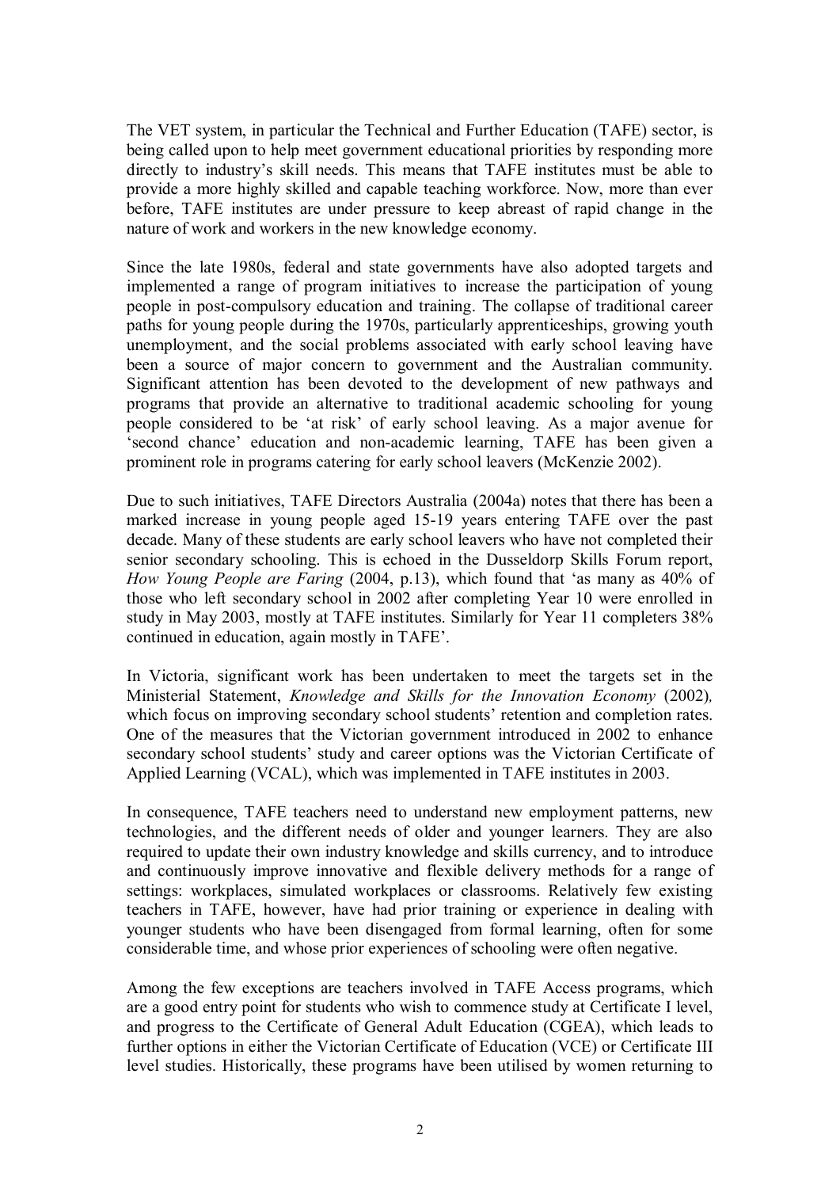The VET system, in particular the Technical and Further Education (TAFE) sector, is being called upon to help meet government educational priorities by responding more directly to industry's skill needs. This means that TAFE institutes must be able to provide a more highly skilled and capable teaching workforce. Now, more than ever before, TAFE institutes are under pressure to keep abreast of rapid change in the nature of work and workers in the new knowledge economy.

Since the late 1980s, federal and state governments have also adopted targets and implemented a range of program initiatives to increase the participation of young people in post-compulsory education and training. The collapse of traditional career paths for young people during the 1970s, particularly apprenticeships, growing youth unemployment, and the social problems associated with early school leaving have been a source of major concern to government and the Australian community. Significant attention has been devoted to the development of new pathways and programs that provide an alternative to traditional academic schooling for young people considered to be 'at risk' of early school leaving. As a major avenue for 'second chance' education and non-academic learning, TAFE has been given a prominent role in programs catering for early school leavers (McKenzie 2002).

Due to such initiatives, TAFE Directors Australia (2004a) notes that there has been a marked increase in young people aged 15-19 years entering TAFE over the past decade. Many of these students are early school leavers who have not completed their senior secondary schooling. This is echoed in the Dusseldorp Skills Forum report, *How Young People are Faring* (2004, p.13), which found that 'as many as 40% of those who left secondary school in 2002 after completing Year 10 were enrolled in study in May 2003, mostly at TAFE institutes. Similarly for Year 11 completers 38% continued in education, again mostly in TAFE'.

In Victoria, significant work has been undertaken to meet the targets set in the Ministerial Statement, *Knowledge and Skills for the Innovation Economy* (2002), which focus on improving secondary school students' retention and completion rates. One of the measures that the Victorian government introduced in 2002 to enhance secondary school students' study and career options was the Victorian Certificate of Applied Learning (VCAL), which was implemented in TAFE institutes in 2003.

In consequence, TAFE teachers need to understand new employment patterns, new technologies, and the different needs of older and younger learners. They are also required to update their own industry knowledge and skills currency, and to introduce and continuously improve innovative and flexible delivery methods for a range of settings: workplaces, simulated workplaces or classrooms. Relatively few existing teachers in TAFE, however, have had prior training or experience in dealing with younger students who have been disengaged from formal learning, often for some considerable time, and whose prior experiences of schooling were often negative.

Among the few exceptions are teachers involved in TAFE Access programs, which are a good entry point for students who wish to commence study at Certificate I level, and progress to the Certificate of General Adult Education (CGEA), which leads to further options in either the Victorian Certificate of Education (VCE) or Certificate III level studies. Historically, these programs have been utilised by women returning to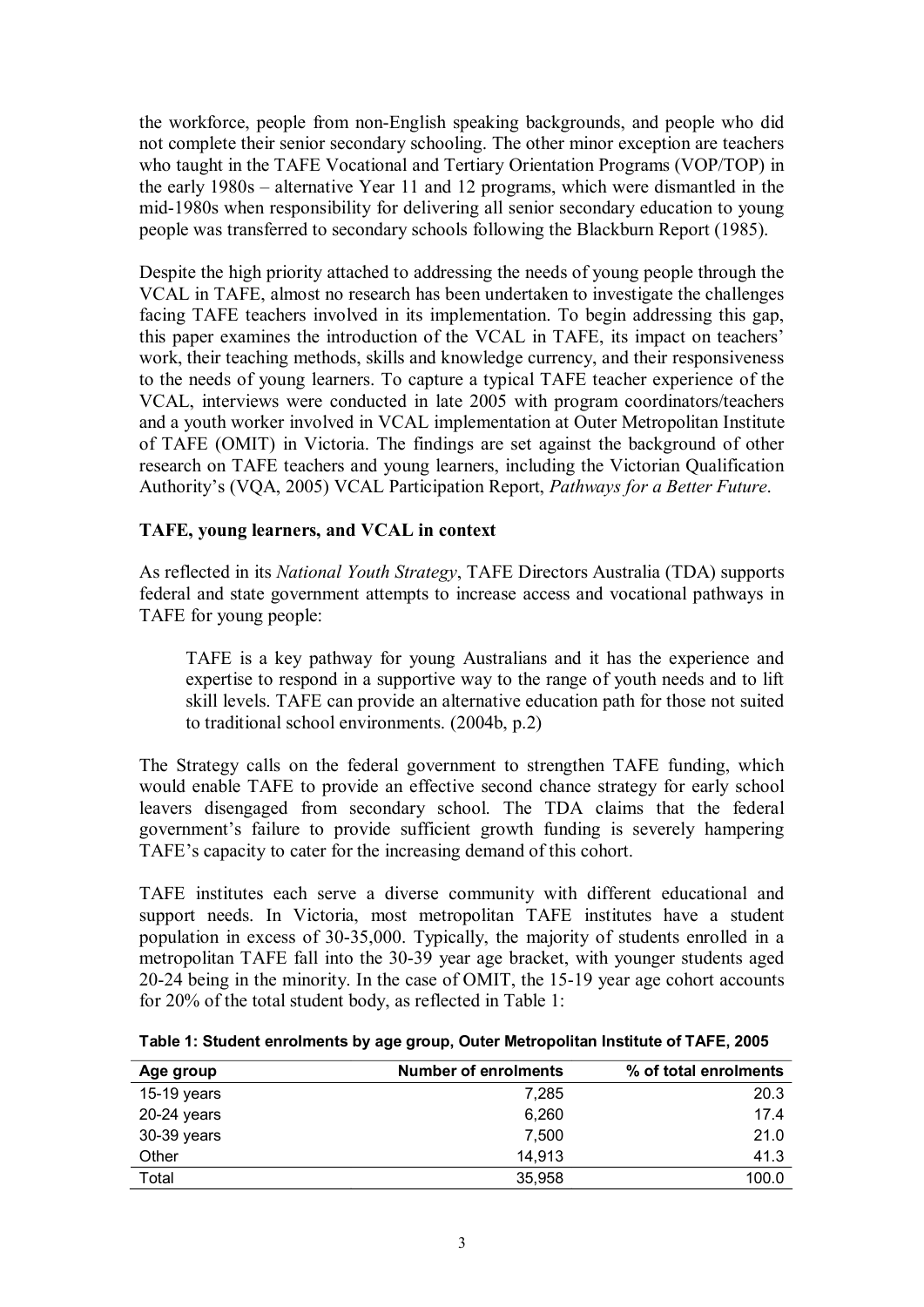the workforce, people from non-English speaking backgrounds, and people who did not complete their senior secondary schooling. The other minor exception are teachers who taught in the TAFE Vocational and Tertiary Orientation Programs (VOP/TOP) in the early 1980s – alternative Year 11 and 12 programs, which were dismantled in the mid-1980s when responsibility for delivering all senior secondary education to young people was transferred to secondary schools following the Blackburn Report (1985).

Despite the high priority attached to addressing the needs of young people through the VCAL in TAFE, almost no research has been undertaken to investigate the challenges facing TAFE teachers involved in its implementation. To begin addressing this gap, this paper examines the introduction of the VCAL in TAFE, its impact on teachers' work, their teaching methods, skills and knowledge currency, and their responsiveness to the needs of young learners. To capture a typical TAFE teacher experience of the VCAL, interviews were conducted in late 2005 with program coordinators/teachers and a youth worker involved in VCAL implementation at Outer Metropolitan Institute of TAFE (OMIT) in Victoria. The findings are set against the background of other research on TAFE teachers and young learners, including the Victorian Qualification Authority's (VQA, 2005) VCAL Participation Report, *Pathways for a Better Future*.

**TAFE, young learners, and VCAL in context**

As reflected in its *National Youth Strategy*, TAFE Directors Australia (TDA) supports federal and state government attempts to increase access and vocational pathways in TAFE for young people:

> TAFE is a key pathway for young Australians and it has the experience and expertise to respond in a supportive way to the range of youth needs and to lift skill levels. TAFE can provide an alternative education path for those not suited to traditional school environments. (2004b, p.2)

The Strategy calls on the federal government to strengthen TAFE funding, which would enable TAFE to provide an effective second chance strategy for early school leavers disengaged from secondary school. The TDA claims that the federal government's failure to provide sufficient growth funding is severely hampering TAFE's capacity to cater for the increasing demand of this cohort.

TAFE institutes each serve a diverse community with different educational and support needs. In Victoria, most metropolitan TAFE institutes have a student population in excess of 30-35,000. Typically, the majority of students enrolled in a metropolitan TAFE fall into the 30-39 year age bracket, with younger students aged 20-24 being in the minority. In the case of OMIT, the 15-19 year age cohort accounts for 20% of the total student body, as reflected in Table 1:

**Table 1: Student enrolments by age group, Outer Metropolitan Institute of TAFE, 2005**

| Age group | Number of enrolments | % of total enrolments |
|---|---:|---:|
| 15-19 years | 7,285 | 20.3 |
| 20-24 years | 6,260 | 17.4 |
| 30-39 years | 7,500 | 21.0 |
| Other | 14,913 | 41.3 |
| Total | 35,958 | 100.0 |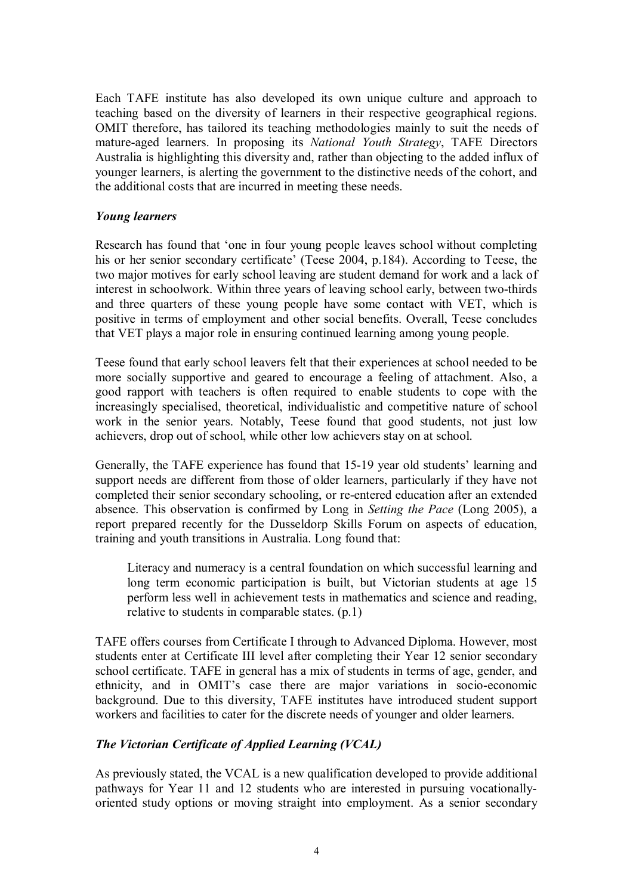Each TAFE institute has also developed its own unique culture and approach to teaching based on the diversity of learners in their respective geographical regions. OMIT therefore, has tailored its teaching methodologies mainly to suit the needs of mature-aged learners. In proposing its *National Youth Strategy*, TAFE Directors Australia is highlighting this diversity and, rather than objecting to the added influx of younger learners, is alerting the government to the distinctive needs of the cohort, and the additional costs that are incurred in meeting these needs.

### *Young learners*

Research has found that 'one in four young people leaves school without completing his or her senior secondary certificate' (Teese 2004, p.184). According to Teese, the two major motives for early school leaving are student demand for work and a lack of interest in schoolwork. Within three years of leaving school early, between two-thirds and three quarters of these young people have some contact with VET, which is positive in terms of employment and other social benefits. Overall, Teese concludes that VET plays a major role in ensuring continued learning among young people.

Teese found that early school leavers felt that their experiences at school needed to be more socially supportive and geared to encourage a feeling of attachment. Also, a good rapport with teachers is often required to enable students to cope with the increasingly specialised, theoretical, individualistic and competitive nature of school work in the senior years. Notably, Teese found that good students, not just low achievers, drop out of school, while other low achievers stay on at school.

Generally, the TAFE experience has found that 15-19 year old students' learning and support needs are different from those of older learners, particularly if they have not completed their senior secondary schooling, or re-entered education after an extended absence. This observation is confirmed by Long in *Setting the Pace* (Long 2005), a report prepared recently for the Dusseldorp Skills Forum on aspects of education, training and youth transitions in Australia. Long found that:

> Literacy and numeracy is a central foundation on which successful learning and long term economic participation is built, but Victorian students at age 15 perform less well in achievement tests in mathematics and science and reading, relative to students in comparable states. (p.1)

TAFE offers courses from Certificate I through to Advanced Diploma. However, most students enter at Certificate III level after completing their Year 12 senior secondary school certificate. TAFE in general has a mix of students in terms of age, gender, and ethnicity, and in OMIT's case there are major variations in socio-economic background. Due to this diversity, TAFE institutes have introduced student support workers and facilities to cater for the discrete needs of younger and older learners.

### *The Victorian Certificate of Applied Learning (VCAL)*

As previously stated, the VCAL is a new qualification developed to provide additional pathways for Year 11 and 12 students who are interested in pursuing vocationally-oriented study options or moving straight into employment. As a senior secondary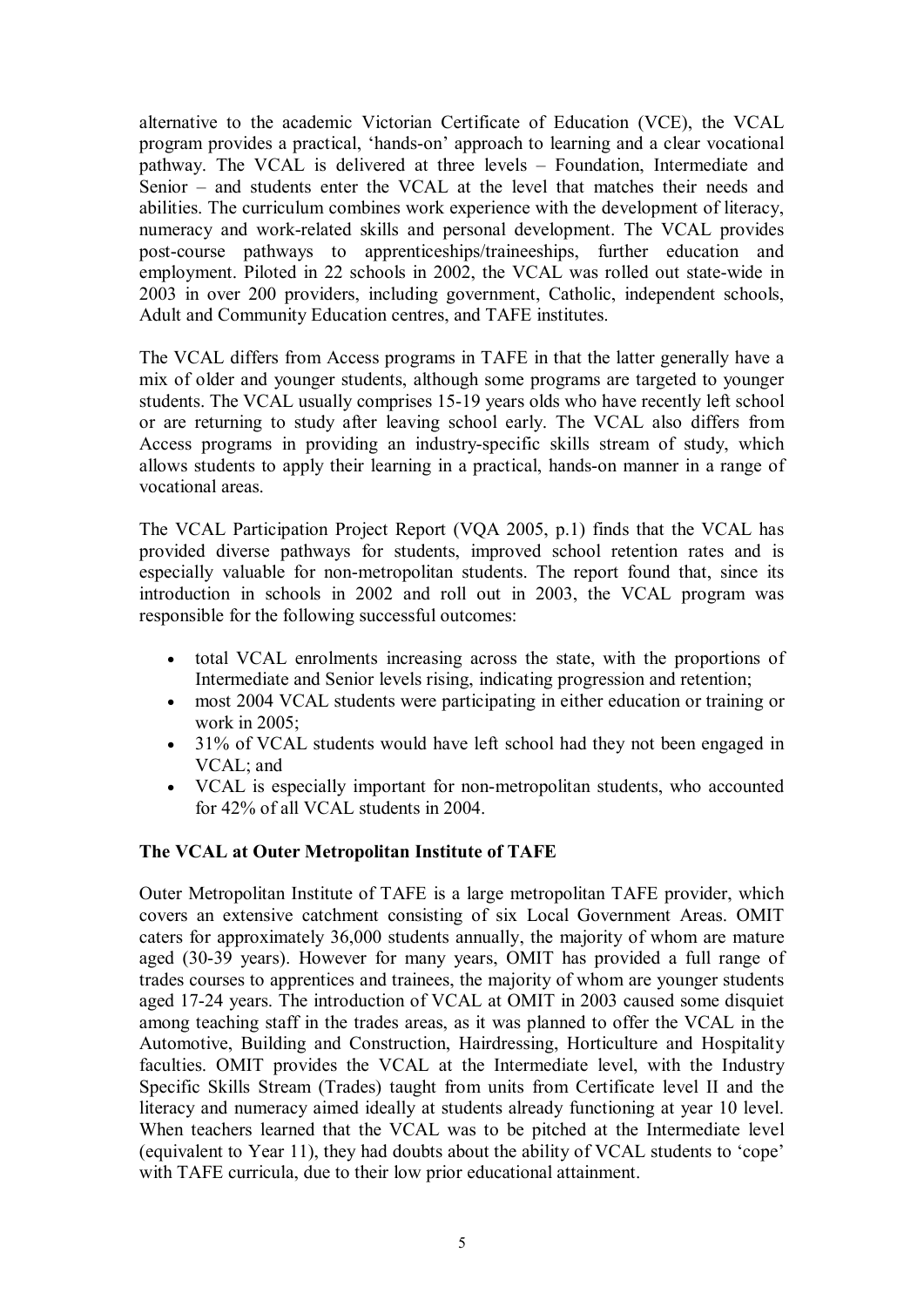alternative to the academic Victorian Certificate of Education (VCE), the VCAL program provides a practical, 'hands-on' approach to learning and a clear vocational pathway. The VCAL is delivered at three levels – Foundation, Intermediate and Senior – and students enter the VCAL at the level that matches their needs and abilities. The curriculum combines work experience with the development of literacy, numeracy and work-related skills and personal development. The VCAL provides post-course pathways to apprenticeships/traineeships, further education and employment. Piloted in 22 schools in 2002, the VCAL was rolled out state-wide in 2003 in over 200 providers, including government, Catholic, independent schools, Adult and Community Education centres, and TAFE institutes.

The VCAL differs from Access programs in TAFE in that the latter generally have a mix of older and younger students, although some programs are targeted to younger students. The VCAL usually comprises 15-19 years olds who have recently left school or are returning to study after leaving school early. The VCAL also differs from Access programs in providing an industry-specific skills stream of study, which allows students to apply their learning in a practical, hands-on manner in a range of vocational areas.

The VCAL Participation Project Report (VQA 2005, p.1) finds that the VCAL has provided diverse pathways for students, improved school retention rates and is especially valuable for non-metropolitan students. The report found that, since its introduction in schools in 2002 and roll out in 2003, the VCAL program was responsible for the following successful outcomes:

- total VCAL enrolments increasing across the state, with the proportions of Intermediate and Senior levels rising, indicating progression and retention;
- most 2004 VCAL students were participating in either education or training or work in 2005;
- 31% of VCAL students would have left school had they not been engaged in VCAL; and
- VCAL is especially important for non-metropolitan students, who accounted for 42% of all VCAL students in 2004.

**The VCAL at Outer Metropolitan Institute of TAFE**

Outer Metropolitan Institute of TAFE is a large metropolitan TAFE provider, which covers an extensive catchment consisting of six Local Government Areas. OMIT caters for approximately 36,000 students annually, the majority of whom are mature aged (30-39 years). However for many years, OMIT has provided a full range of trades courses to apprentices and trainees, the majority of whom are younger students aged 17-24 years. The introduction of VCAL at OMIT in 2003 caused some disquiet among teaching staff in the trades areas, as it was planned to offer the VCAL in the Automotive, Building and Construction, Hairdressing, Horticulture and Hospitality faculties. OMIT provides the VCAL at the Intermediate level, with the Industry Specific Skills Stream (Trades) taught from units from Certificate level II and the literacy and numeracy aimed ideally at students already functioning at year 10 level. When teachers learned that the VCAL was to be pitched at the Intermediate level (equivalent to Year 11), they had doubts about the ability of VCAL students to 'cope' with TAFE curricula, due to their low prior educational attainment.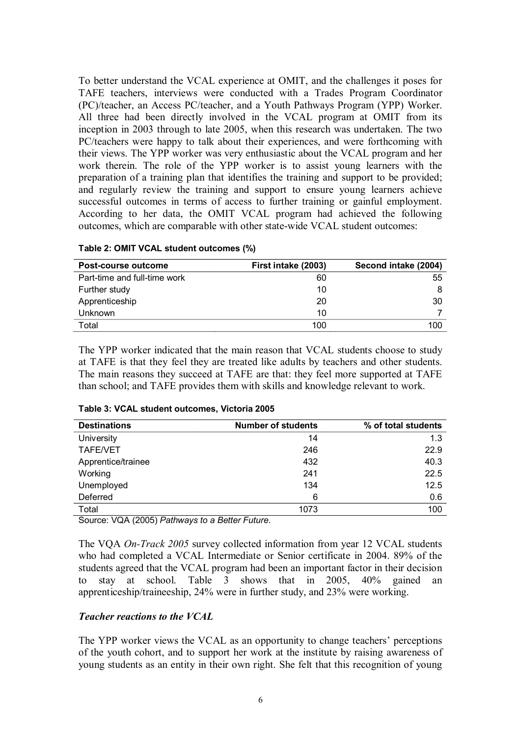To better understand the VCAL experience at OMIT, and the challenges it poses for TAFE teachers, interviews were conducted with a Trades Program Coordinator (PC)/teacher, an Access PC/teacher, and a Youth Pathways Program (YPP) Worker. All three had been directly involved in the VCAL program at OMIT from its inception in 2003 through to late 2005, when this research was undertaken. The two PC/teachers were happy to talk about their experiences, and were forthcoming with their views. The YPP worker was very enthusiastic about the VCAL program and her work therein. The role of the YPP worker is to assist young learners with the preparation of a training plan that identifies the training and support to be provided; and regularly review the training and support to ensure young learners achieve successful outcomes in terms of access to further training or gainful employment. According to her data, the OMIT VCAL program had achieved the following outcomes, which are comparable with other state-wide VCAL student outcomes:

**Table 2: OMIT VCAL student outcomes (%)**

| Post-course outcome | First intake (2003) | Second intake (2004) |
|---|---|---|
| Part-time and full-time work | 60 | 55 |
| Further study | 10 | 8 |
| Apprenticeship | 20 | 30 |
| Unknown | 10 | 7 |
| Total | 100 | 100 |

The YPP worker indicated that the main reason that VCAL students choose to study at TAFE is that they feel they are treated like adults by teachers and other students. The main reasons they succeed at TAFE are that: they feel more supported at TAFE than school; and TAFE provides them with skills and knowledge relevant to work.

**Table 3: VCAL student outcomes, Victoria 2005**

| Destinations | Number of students | % of total students |
|---|---|---|
| University | 14 | 1.3 |
| TAFE/VET | 246 | 22.9 |
| Apprentice/trainee | 432 | 40.3 |
| Working | 241 | 22.5 |
| Unemployed | 134 | 12.5 |
| Deferred | 6 | 0.6 |
| Total | 1073 | 100 |

Source: VQA (2005) *Pathways to a Better Future*.

The VQA *On-Track 2005* survey collected information from year 12 VCAL students who had completed a VCAL Intermediate or Senior certificate in 2004. 89% of the students agreed that the VCAL program had been an important factor in their decision to stay at school. Table 3 shows that in 2005, 40% gained an apprenticeship/traineeship, 24% were in further study, and 23% were working.

### *Teacher reactions to the VCAL*

The YPP worker views the VCAL as an opportunity to change teachers' perceptions of the youth cohort, and to support her work at the institute by raising awareness of young students as an entity in their own right. She felt that this recognition of young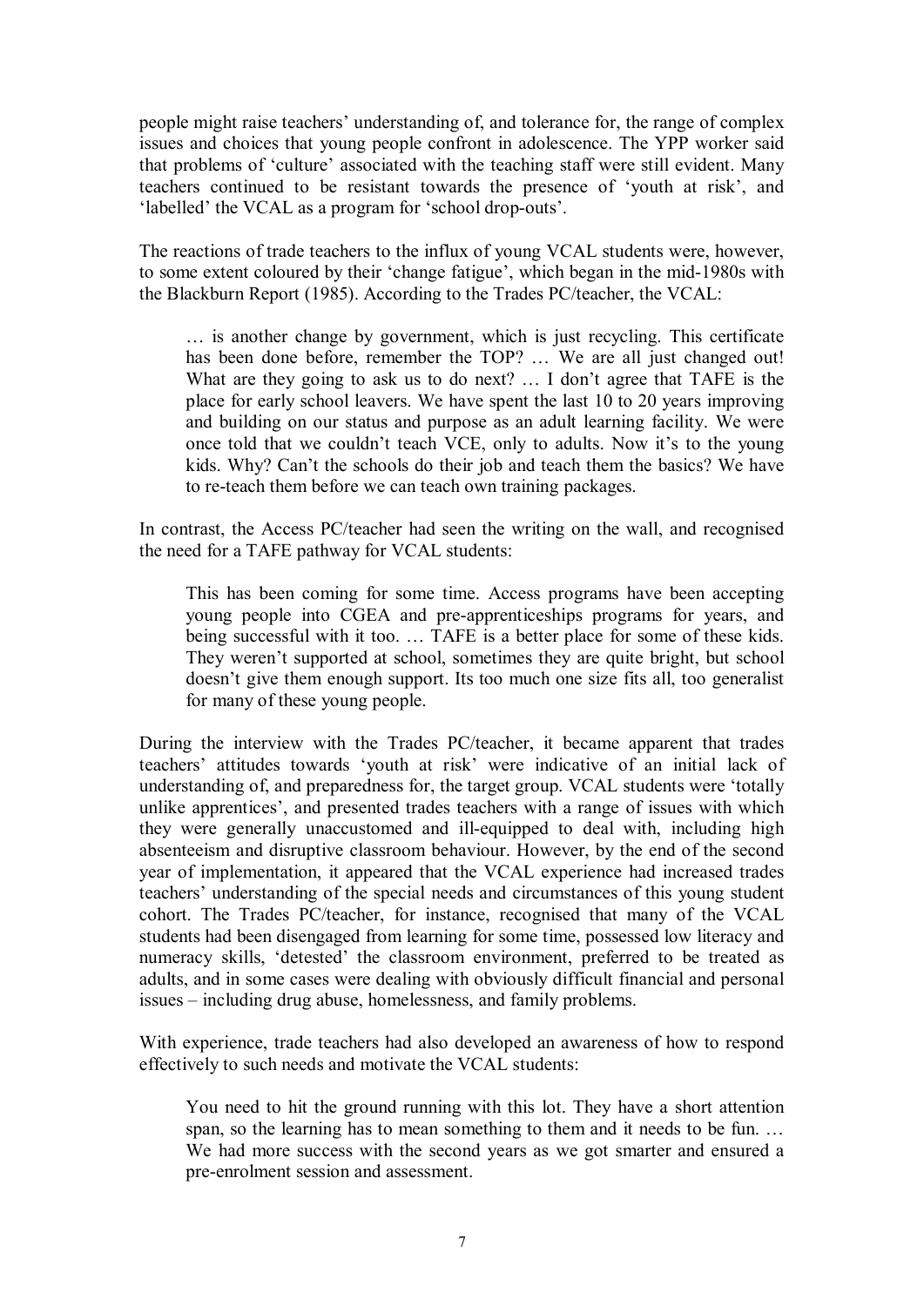people might raise teachers' understanding of, and tolerance for, the range of complex issues and choices that young people confront in adolescence. The YPP worker said that problems of 'culture' associated with the teaching staff were still evident. Many teachers continued to be resistant towards the presence of 'youth at risk', and 'labelled' the VCAL as a program for 'school drop-outs'.

The reactions of trade teachers to the influx of young VCAL students were, however, to some extent coloured by their 'change fatigue', which began in the mid-1980s with the Blackburn Report (1985). According to the Trades PC/teacher, the VCAL:

> … is another change by government, which is just recycling. This certificate has been done before, remember the TOP? … We are all just changed out! What are they going to ask us to do next? … I don't agree that TAFE is the place for early school leavers. We have spent the last 10 to 20 years improving and building on our status and purpose as an adult learning facility. We were once told that we couldn't teach VCE, only to adults. Now it's to the young kids. Why? Can't the schools do their job and teach them the basics? We have to re-teach them before we can teach own training packages.

In contrast, the Access PC/teacher had seen the writing on the wall, and recognised the need for a TAFE pathway for VCAL students:

> This has been coming for some time. Access programs have been accepting young people into CGEA and pre-apprenticeships programs for years, and being successful with it too. … TAFE is a better place for some of these kids. They weren't supported at school, sometimes they are quite bright, but school doesn't give them enough support. Its too much one size fits all, too generalist for many of these young people.

During the interview with the Trades PC/teacher, it became apparent that trades teachers' attitudes towards 'youth at risk' were indicative of an initial lack of understanding of, and preparedness for, the target group. VCAL students were 'totally unlike apprentices', and presented trades teachers with a range of issues with which they were generally unaccustomed and ill-equipped to deal with, including high absenteeism and disruptive classroom behaviour. However, by the end of the second year of implementation, it appeared that the VCAL experience had increased trades teachers' understanding of the special needs and circumstances of this young student cohort. The Trades PC/teacher, for instance, recognised that many of the VCAL students had been disengaged from learning for some time, possessed low literacy and numeracy skills, 'detested' the classroom environment, preferred to be treated as adults, and in some cases were dealing with obviously difficult financial and personal issues – including drug abuse, homelessness, and family problems.

With experience, trade teachers had also developed an awareness of how to respond effectively to such needs and motivate the VCAL students:

> You need to hit the ground running with this lot. They have a short attention span, so the learning has to mean something to them and it needs to be fun. … We had more success with the second years as we got smarter and ensured a pre-enrolment session and assessment.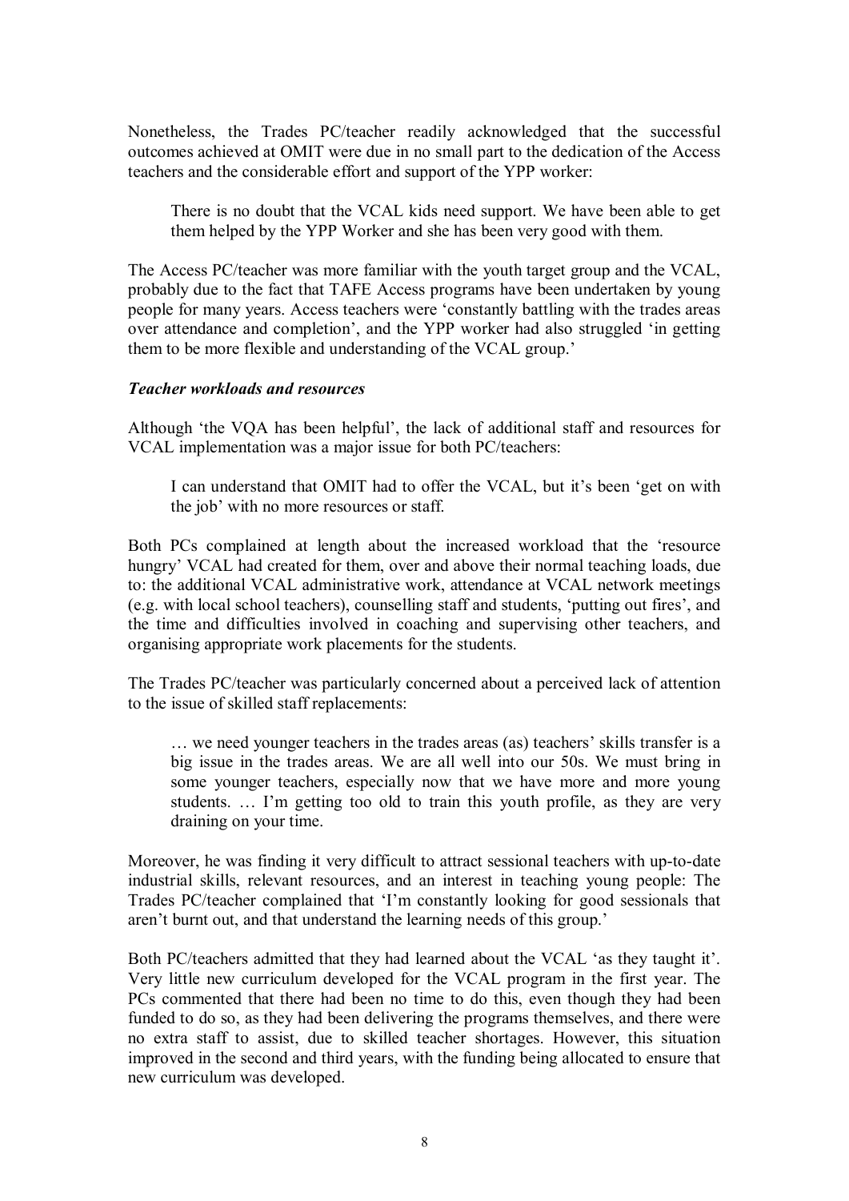Nonetheless, the Trades PC/teacher readily acknowledged that the successful outcomes achieved at OMIT were due in no small part to the dedication of the Access teachers and the considerable effort and support of the YPP worker:

> There is no doubt that the VCAL kids need support. We have been able to get them helped by the YPP Worker and she has been very good with them.

The Access PC/teacher was more familiar with the youth target group and the VCAL, probably due to the fact that TAFE Access programs have been undertaken by young people for many years. Access teachers were 'constantly battling with the trades areas over attendance and completion', and the YPP worker had also struggled 'in getting them to be more flexible and understanding of the VCAL group.'

***Teacher workloads and resources***

Although 'the VQA has been helpful', the lack of additional staff and resources for VCAL implementation was a major issue for both PC/teachers:

> I can understand that OMIT had to offer the VCAL, but it's been 'get on with the job' with no more resources or staff.

Both PCs complained at length about the increased workload that the 'resource hungry' VCAL had created for them, over and above their normal teaching loads, due to: the additional VCAL administrative work, attendance at VCAL network meetings (e.g. with local school teachers), counselling staff and students, 'putting out fires', and the time and difficulties involved in coaching and supervising other teachers, and organising appropriate work placements for the students.

The Trades PC/teacher was particularly concerned about a perceived lack of attention to the issue of skilled staff replacements:

> … we need younger teachers in the trades areas (as) teachers' skills transfer is a big issue in the trades areas. We are all well into our 50s. We must bring in some younger teachers, especially now that we have more and more young students. … I'm getting too old to train this youth profile, as they are very draining on your time.

Moreover, he was finding it very difficult to attract sessional teachers with up-to-date industrial skills, relevant resources, and an interest in teaching young people: The Trades PC/teacher complained that 'I'm constantly looking for good sessionals that aren't burnt out, and that understand the learning needs of this group.'

Both PC/teachers admitted that they had learned about the VCAL 'as they taught it'. Very little new curriculum developed for the VCAL program in the first year. The PCs commented that there had been no time to do this, even though they had been funded to do so, as they had been delivering the programs themselves, and there were no extra staff to assist, due to skilled teacher shortages. However, this situation improved in the second and third years, with the funding being allocated to ensure that new curriculum was developed.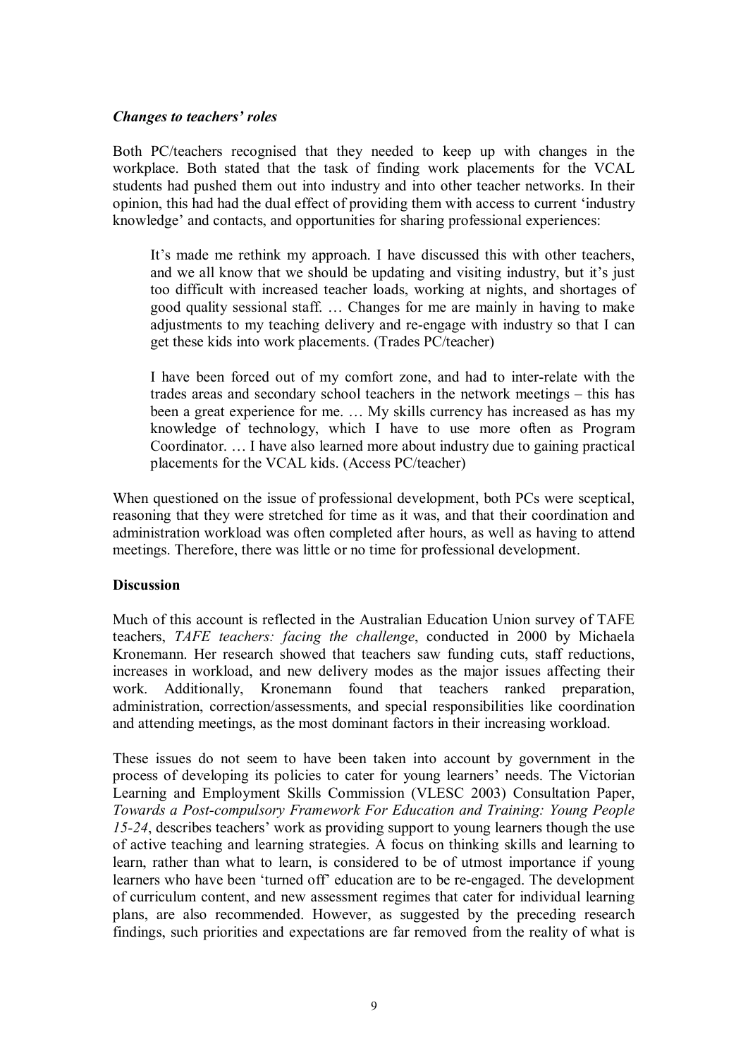### *Changes to teachers' roles*

Both PC/teachers recognised that they needed to keep up with changes in the workplace. Both stated that the task of finding work placements for the VCAL students had pushed them out into industry and into other teacher networks. In their opinion, this had had the dual effect of providing them with access to current 'industry knowledge' and contacts, and opportunities for sharing professional experiences:

> It's made me rethink my approach. I have discussed this with other teachers, and we all know that we should be updating and visiting industry, but it's just too difficult with increased teacher loads, working at nights, and shortages of good quality sessional staff. … Changes for me are mainly in having to make adjustments to my teaching delivery and re-engage with industry so that I can get these kids into work placements. (Trades PC/teacher)

> I have been forced out of my comfort zone, and had to inter-relate with the trades areas and secondary school teachers in the network meetings – this has been a great experience for me. … My skills currency has increased as has my knowledge of technology, which I have to use more often as Program Coordinator. … I have also learned more about industry due to gaining practical placements for the VCAL kids. (Access PC/teacher)

When questioned on the issue of professional development, both PCs were sceptical, reasoning that they were stretched for time as it was, and that their coordination and administration workload was often completed after hours, as well as having to attend meetings. Therefore, there was little or no time for professional development.

## Discussion

Much of this account is reflected in the Australian Education Union survey of TAFE teachers, *TAFE teachers: facing the challenge*, conducted in 2000 by Michaela Kronemann. Her research showed that teachers saw funding cuts, staff reductions, increases in workload, and new delivery modes as the major issues affecting their work. Additionally, Kronemann found that teachers ranked preparation, administration, correction/assessments, and special responsibilities like coordination and attending meetings, as the most dominant factors in their increasing workload.

These issues do not seem to have been taken into account by government in the process of developing its policies to cater for young learners' needs. The Victorian Learning and Employment Skills Commission (VLESC 2003) Consultation Paper, *Towards a Post-compulsory Framework For Education and Training: Young People 15-24*, describes teachers' work as providing support to young learners though the use of active teaching and learning strategies. A focus on thinking skills and learning to learn, rather than what to learn, is considered to be of utmost importance if young learners who have been 'turned off' education are to be re-engaged. The development of curriculum content, and new assessment regimes that cater for individual learning plans, are also recommended. However, as suggested by the preceding research findings, such priorities and expectations are far removed from the reality of what is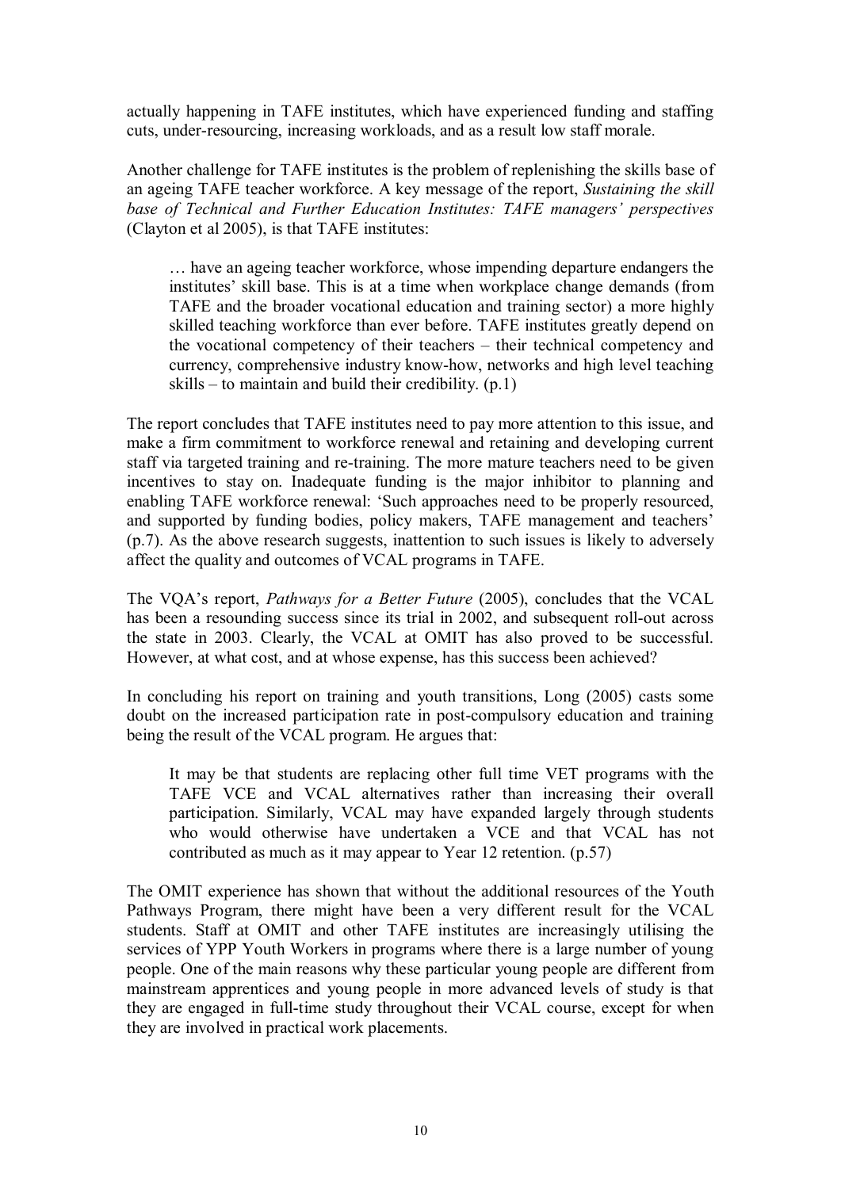actually happening in TAFE institutes, which have experienced funding and staffing cuts, under-resourcing, increasing workloads, and as a result low staff morale.

Another challenge for TAFE institutes is the problem of replenishing the skills base of an ageing TAFE teacher workforce. A key message of the report, *Sustaining the skill base of Technical and Further Education Institutes: TAFE managers' perspectives* (Clayton et al 2005), is that TAFE institutes:

> … have an ageing teacher workforce, whose impending departure endangers the institutes' skill base. This is at a time when workplace change demands (from TAFE and the broader vocational education and training sector) a more highly skilled teaching workforce than ever before. TAFE institutes greatly depend on the vocational competency of their teachers – their technical competency and currency, comprehensive industry know-how, networks and high level teaching skills – to maintain and build their credibility. (p.1)

The report concludes that TAFE institutes need to pay more attention to this issue, and make a firm commitment to workforce renewal and retaining and developing current staff via targeted training and re-training. The more mature teachers need to be given incentives to stay on. Inadequate funding is the major inhibitor to planning and enabling TAFE workforce renewal: 'Such approaches need to be properly resourced, and supported by funding bodies, policy makers, TAFE management and teachers' (p.7). As the above research suggests, inattention to such issues is likely to adversely affect the quality and outcomes of VCAL programs in TAFE.

The VQA's report, *Pathways for a Better Future* (2005), concludes that the VCAL has been a resounding success since its trial in 2002, and subsequent roll-out across the state in 2003. Clearly, the VCAL at OMIT has also proved to be successful. However, at what cost, and at whose expense, has this success been achieved?

In concluding his report on training and youth transitions, Long (2005) casts some doubt on the increased participation rate in post-compulsory education and training being the result of the VCAL program. He argues that:

> It may be that students are replacing other full time VET programs with the TAFE VCE and VCAL alternatives rather than increasing their overall participation. Similarly, VCAL may have expanded largely through students who would otherwise have undertaken a VCE and that VCAL has not contributed as much as it may appear to Year 12 retention. (p.57)

The OMIT experience has shown that without the additional resources of the Youth Pathways Program, there might have been a very different result for the VCAL students. Staff at OMIT and other TAFE institutes are increasingly utilising the services of YPP Youth Workers in programs where there is a large number of young people. One of the main reasons why these particular young people are different from mainstream apprentices and young people in more advanced levels of study is that they are engaged in full-time study throughout their VCAL course, except for when they are involved in practical work placements.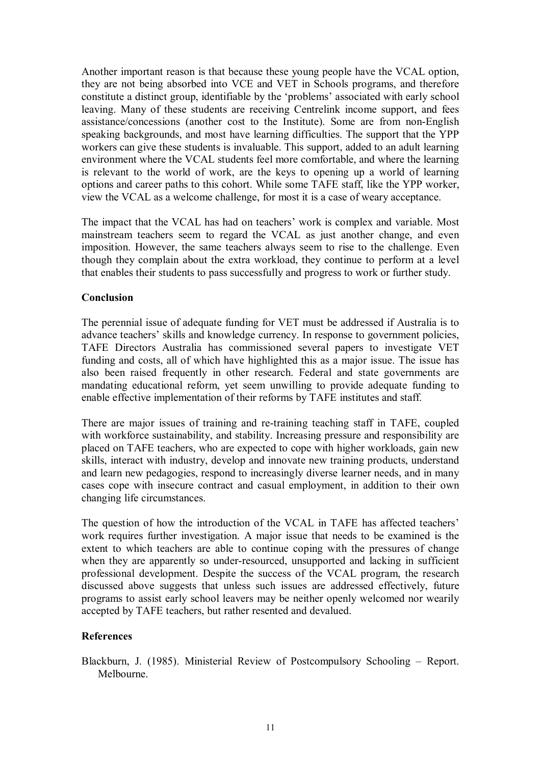Another important reason is that because these young people have the VCAL option, they are not being absorbed into VCE and VET in Schools programs, and therefore constitute a distinct group, identifiable by the 'problems' associated with early school leaving. Many of these students are receiving Centrelink income support, and fees assistance/concessions (another cost to the Institute). Some are from non-English speaking backgrounds, and most have learning difficulties. The support that the YPP workers can give these students is invaluable. This support, added to an adult learning environment where the VCAL students feel more comfortable, and where the learning is relevant to the world of work, are the keys to opening up a world of learning options and career paths to this cohort. While some TAFE staff, like the YPP worker, view the VCAL as a welcome challenge, for most it is a case of weary acceptance.

The impact that the VCAL has had on teachers' work is complex and variable. Most mainstream teachers seem to regard the VCAL as just another change, and even imposition. However, the same teachers always seem to rise to the challenge. Even though they complain about the extra workload, they continue to perform at a level that enables their students to pass successfully and progress to work or further study.

## Conclusion

The perennial issue of adequate funding for VET must be addressed if Australia is to advance teachers' skills and knowledge currency. In response to government policies, TAFE Directors Australia has commissioned several papers to investigate VET funding and costs, all of which have highlighted this as a major issue. The issue has also been raised frequently in other research. Federal and state governments are mandating educational reform, yet seem unwilling to provide adequate funding to enable effective implementation of their reforms by TAFE institutes and staff.

There are major issues of training and re-training teaching staff in TAFE, coupled with workforce sustainability, and stability. Increasing pressure and responsibility are placed on TAFE teachers, who are expected to cope with higher workloads, gain new skills, interact with industry, develop and innovate new training products, understand and learn new pedagogies, respond to increasingly diverse learner needs, and in many cases cope with insecure contract and casual employment, in addition to their own changing life circumstances.

The question of how the introduction of the VCAL in TAFE has affected teachers' work requires further investigation. A major issue that needs to be examined is the extent to which teachers are able to continue coping with the pressures of change when they are apparently so under-resourced, unsupported and lacking in sufficient professional development. Despite the success of the VCAL program, the research discussed above suggests that unless such issues are addressed effectively, future programs to assist early school leavers may be neither openly welcomed nor wearily accepted by TAFE teachers, but rather resented and devalued.

## References

Blackburn, J. (1985). Ministerial Review of Postcompulsory Schooling – Report. Melbourne.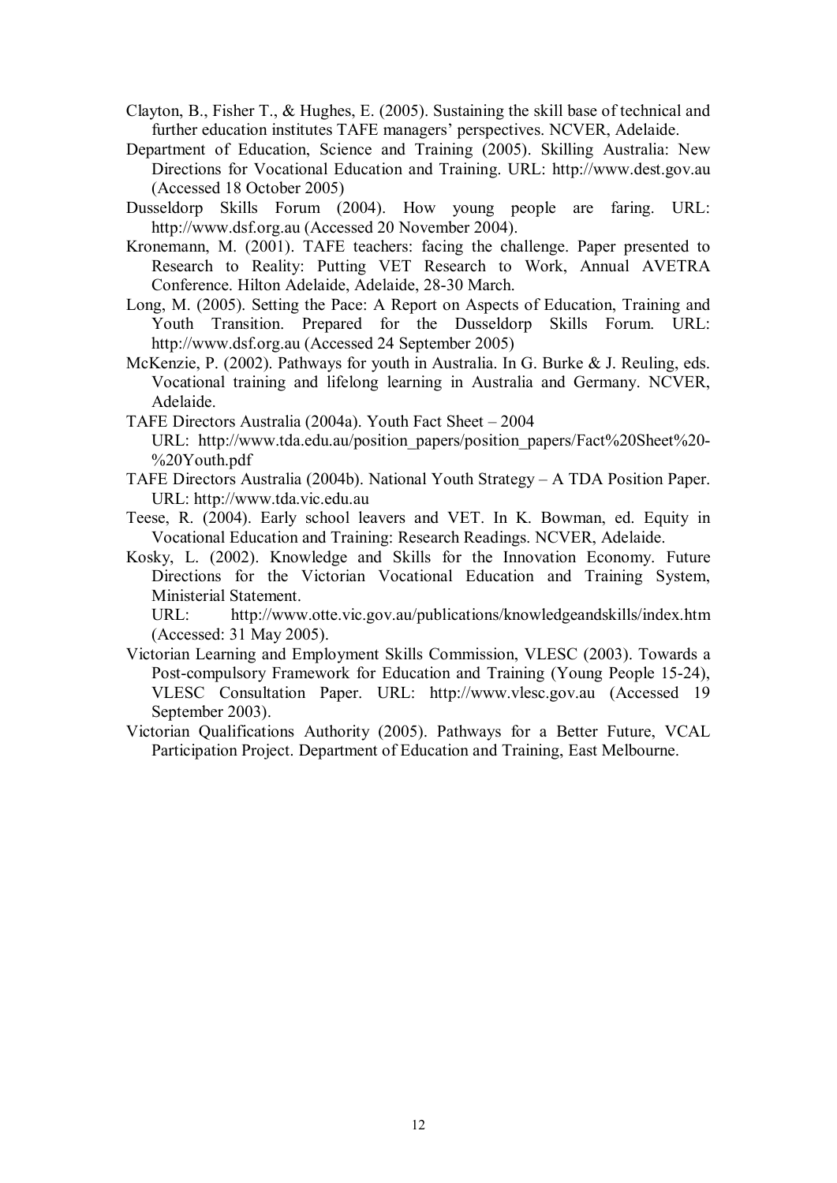Clayton, B., Fisher T., & Hughes, E. (2005). Sustaining the skill base of technical and further education institutes TAFE managers' perspectives. NCVER, Adelaide.

Department of Education, Science and Training (2005). Skilling Australia: New Directions for Vocational Education and Training. URL: http://www.dest.gov.au (Accessed 18 October 2005)

Dusseldorp Skills Forum (2004). How young people are faring. URL: http://www.dsf.org.au (Accessed 20 November 2004).

Kronemann, M. (2001). TAFE teachers: facing the challenge. Paper presented to Research to Reality: Putting VET Research to Work, Annual AVETRA Conference. Hilton Adelaide, Adelaide, 28-30 March.

Long, M. (2005). Setting the Pace: A Report on Aspects of Education, Training and Youth Transition. Prepared for the Dusseldorp Skills Forum. URL: http://www.dsf.org.au (Accessed 24 September 2005)

McKenzie, P. (2002). Pathways for youth in Australia. In G. Burke & J. Reuling, eds. Vocational training and lifelong learning in Australia and Germany. NCVER, Adelaide.

TAFE Directors Australia (2004a). Youth Fact Sheet – 2004
URL: http://www.tda.edu.au/position_papers/position_papers/Fact%20Sheet%20-%20Youth.pdf

TAFE Directors Australia (2004b). National Youth Strategy – A TDA Position Paper. URL: http://www.tda.vic.edu.au

Teese, R. (2004). Early school leavers and VET. In K. Bowman, ed. Equity in Vocational Education and Training: Research Readings. NCVER, Adelaide.

Kosky, L. (2002). Knowledge and Skills for the Innovation Economy. Future Directions for the Victorian Vocational Education and Training System, Ministerial Statement.
URL: http://www.otte.vic.gov.au/publications/knowledgeandskills/index.htm (Accessed: 31 May 2005).

Victorian Learning and Employment Skills Commission, VLESC (2003). Towards a Post-compulsory Framework for Education and Training (Young People 15-24), VLESC Consultation Paper. URL: http://www.vlesc.gov.au (Accessed 19 September 2003).

Victorian Qualifications Authority (2005). Pathways for a Better Future, VCAL Participation Project. Department of Education and Training, East Melbourne.